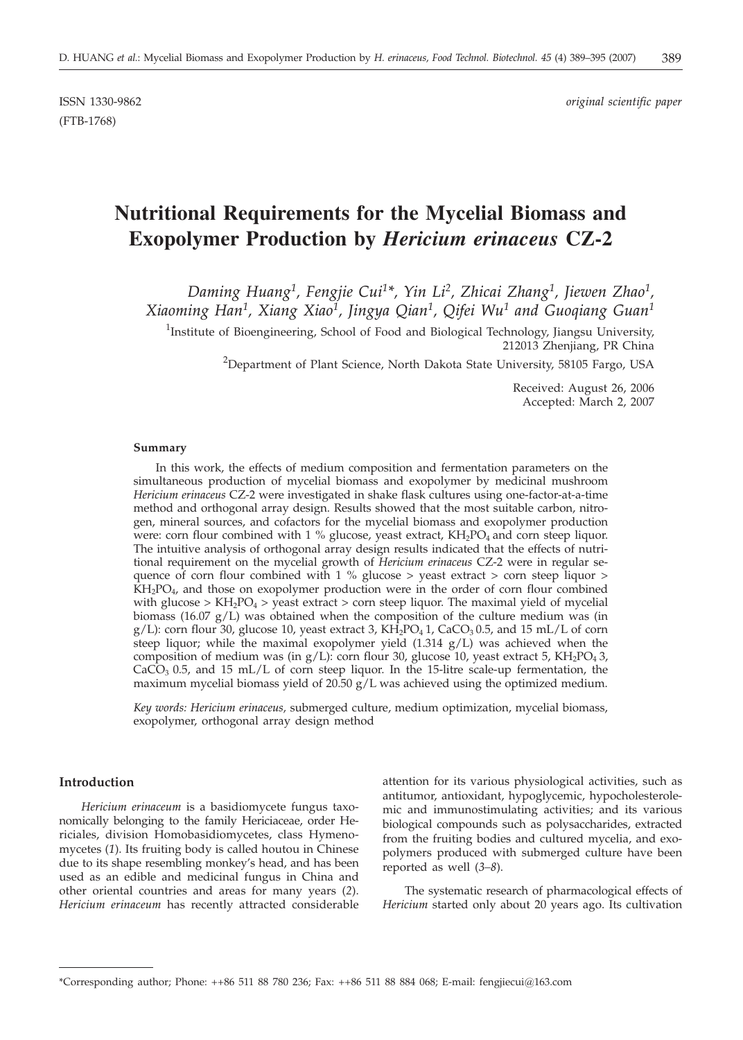ISSN 1330-9862 *original scientific paper*
(FTB-1768)

# Nutritional Requirements for the Mycelial Biomass and Exopolymer Production by *Hericium erinaceus* CZ-2

*Daming Huang[1], Fengjie Cui[1]*, Yin Li[2], Zhicai Zhang[1], Jiewen Zhao[1], Xiaoming Han[1], Xiang Xiao[1], Jingya Qian[1], Qifei Wu[1] and Guoqiang Guan[1]*

[1]Institute of Bioengineering, School of Food and Biological Technology, Jiangsu University, 212013 Zhenjiang, PR China

[2]Department of Plant Science, North Dakota State University, 58105 Fargo, USA

Received: August 26, 2006
Accepted: March 2, 2007

### Summary

In this work, the effects of medium composition and fermentation parameters on the simultaneous production of mycelial biomass and exopolymer by medicinal mushroom *Hericium erinaceus* CZ-2 were investigated in shake flask cultures using one-factor-at-a-time method and orthogonal array design. Results showed that the most suitable carbon, nitrogen, mineral sources, and cofactors for the mycelial biomass and exopolymer production were: corn flour combined with 1 % glucose, yeast extract, $KH_2PO_4$ and corn steep liquor. The intuitive analysis of orthogonal array design results indicated that the effects of nutritional requirement on the mycelial growth of *Hericium erinaceus* CZ-2 were in regular sequence of corn flour combined with 1 % glucose > yeast extract > corn steep liquor > $KH_2PO_4$, and those on exopolymer production were in the order of corn flour combined with glucose > $KH_2PO_4$ > yeast extract > corn steep liquor. The maximal yield of mycelial biomass (16.07 g/L) was obtained when the composition of the culture medium was (in g/L): corn flour 30, glucose 10, yeast extract 3, $KH_2PO_4$ 1, $CaCO_3$ 0.5, and 15 mL/L of corn steep liquor; while the maximal exopolymer yield (1.314 g/L) was achieved when the composition of medium was (in g/L): corn flour 30, glucose 10, yeast extract 5, $KH_2PO_4$ 3, $CaCO_3$ 0.5, and 15 mL/L of corn steep liquor. In the 15-litre scale-up fermentation, the maximum mycelial biomass yield of 20.50 g/L was achieved using the optimized medium.

*Key words: Hericium erinaceus,* submerged culture, medium optimization, mycelial biomass, exopolymer, orthogonal array design method

### Introduction

*Hericium erinaceum* is a basidiomycete fungus taxonomically belonging to the family Hericiaceae, order Hericiales, division Homobasidiomycetes, class Hymenomycetes (*1*). Its fruiting body is called houtou in Chinese due to its shape resembling monkey's head, and has been used as an edible and medicinal fungus in China and other oriental countries and areas for many years (*2*). *Hericium erinaceum* has recently attracted considerable attention for its various physiological activities, such as antitumor, antioxidant, hypoglycemic, hypocholesterolemic and immunostimulating activities; and its various biological compounds such as polysaccharides, extracted from the fruiting bodies and cultured mycelia, and exopolymers produced with submerged culture have been reported as well (*3–8*).

The systematic research of pharmacological effects of *Hericium* started only about 20 years ago. Its cultivation

*Corresponding author; Phone: ++86 511 88 780 236; Fax: ++86 511 88 884 068; E-mail: fengjiecui@163.com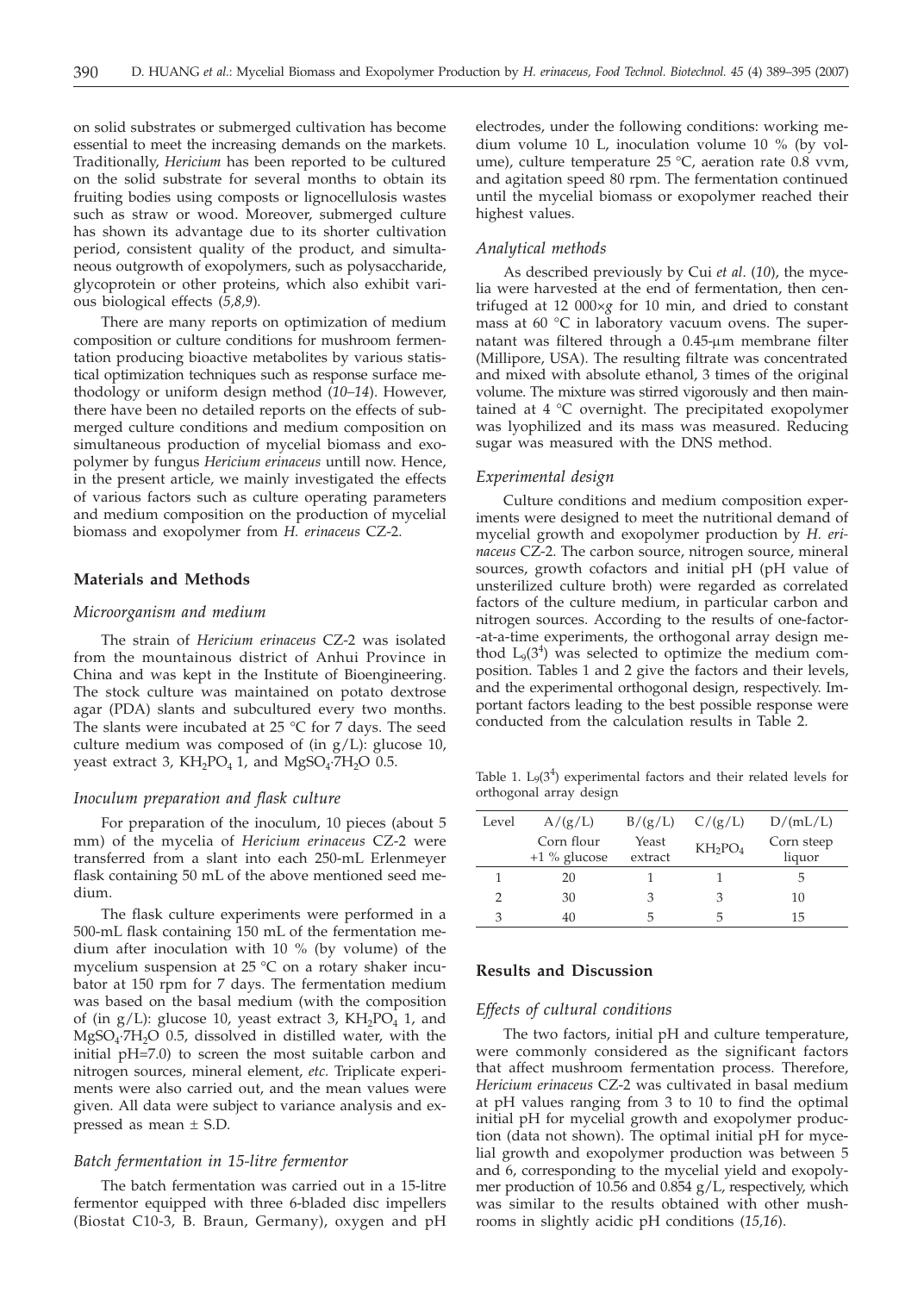on solid substrates or submerged cultivation has become essential to meet the increasing demands on the markets. Traditionally, *Hericium* has been reported to be cultured on the solid substrate for several months to obtain its fruiting bodies using composts or lignocellulosis wastes such as straw or wood. Moreover, submerged culture has shown its advantage due to its shorter cultivation period, consistent quality of the product, and simultaneous outgrowth of exopolymers, such as polysaccharide, glycoprotein or other proteins, which also exhibit various biological effects (*5,8,9*).

There are many reports on optimization of medium composition or culture conditions for mushroom fermentation producing bioactive metabolites by various statistical optimization techniques such as response surface methodology or uniform design method (*10–14*). However, there have been no detailed reports on the effects of submerged culture conditions and medium composition on simultaneous production of mycelial biomass and exopolymer by fungus *Hericium erinaceus* untill now. Hence, in the present article, we mainly investigated the effects of various factors such as culture operating parameters and medium composition on the production of mycelial biomass and exopolymer from *H. erinaceus* CZ-2.

## Materials and Methods

### *Microorganism and medium*

The strain of *Hericium erinaceus* CZ-2 was isolated from the mountainous district of Anhui Province in China and was kept in the Institute of Bioengineering. The stock culture was maintained on potato dextrose agar (PDA) slants and subcultured every two months. The slants were incubated at 25 °C for 7 days. The seed culture medium was composed of (in g/L): glucose 10, yeast extract 3, $KH_2PO_4$ 1, and $MgSO_4{\cdot}7H_2O$ 0.5.

### *Inoculum preparation and flask culture*

For preparation of the inoculum, 10 pieces (about 5 mm) of the mycelia of *Hericium erinaceus* CZ-2 were transferred from a slant into each 250-mL Erlenmeyer flask containing 50 mL of the above mentioned seed medium.

The flask culture experiments were performed in a 500-mL flask containing 150 mL of the fermentation medium after inoculation with 10 % (by volume) of the mycelium suspension at 25 °C on a rotary shaker incubator at 150 rpm for 7 days. The fermentation medium was based on the basal medium (with the composition of (in g/L): glucose 10, yeast extract 3, $KH_2PO_4$ 1, and $MgSO_4{\cdot}7H_2O$ 0.5, dissolved in distilled water, with the initial pH=7.0) to screen the most suitable carbon and nitrogen sources, mineral element, *etc.* Triplicate experiments were also carried out, and the mean values were given. All data were subject to variance analysis and expressed as mean ± S.D.

### *Batch fermentation in 15-litre fermentor*

The batch fermentation was carried out in a 15-litre fermentor equipped with three 6-bladed disc impellers (Biostat C10-3, B. Braun, Germany), oxygen and pH electrodes, under the following conditions: working medium volume 10 L, inoculation volume 10 % (by volume), culture temperature 25 °C, aeration rate 0.8 vvm, and agitation speed 80 rpm. The fermentation continued until the mycelial biomass or exopolymer reached their highest values.

### *Analytical methods*

As described previously by Cui *et al*. (*10*), the mycelia were harvested at the end of fermentation, then centrifuged at 12 000×*g* for 10 min, and dried to constant mass at 60 °C in laboratory vacuum ovens. The supernatant was filtered through a 0.45-μm membrane filter (Millipore, USA). The resulting filtrate was concentrated and mixed with absolute ethanol, 3 times of the original volume. The mixture was stirred vigorously and then maintained at 4 °C overnight. The precipitated exopolymer was lyophilized and its mass was measured. Reducing sugar was measured with the DNS method.

### *Experimental design*

Culture conditions and medium composition experiments were designed to meet the nutritional demand of mycelial growth and exopolymer production by *H. erinaceus* CZ-2. The carbon source, nitrogen source, mineral sources, growth cofactors and initial pH (pH value of unsterilized culture broth) were regarded as correlated factors of the culture medium, in particular carbon and nitrogen sources. According to the results of one-factor-at-a-time experiments, the orthogonal array design method $L_9(3^4)$ was selected to optimize the medium composition. Tables 1 and 2 give the factors and their levels, and the experimental orthogonal design, respectively. Important factors leading to the best possible response were conducted from the calculation results in Table 2.

Table 1. $L_9(3^4)$ experimental factors and their related levels for orthogonal array design

| Level | A/(g/L) Corn flour +1 % glucose | B/(g/L) Yeast extract | C/(g/L) $KH_2PO_4$ | D/(mL/L) Corn steep liquor |
|---|---|---|---|---|
| 1 | 20 | 1 | 1 | 5 |
| 2 | 30 | 3 | 3 | 10 |
| 3 | 40 | 5 | 5 | 15 |

## Results and Discussion

### *Effects of cultural conditions*

The two factors, initial pH and culture temperature, were commonly considered as the significant factors that affect mushroom fermentation process. Therefore, *Hericium erinaceus* CZ-2 was cultivated in basal medium at pH values ranging from 3 to 10 to find the optimal initial pH for mycelial growth and exopolymer production (data not shown). The optimal initial pH for mycelial growth and exopolymer production was between 5 and 6, corresponding to the mycelial yield and exopolymer production of 10.56 and 0.854 g/L, respectively, which was similar to the results obtained with other mushrooms in slightly acidic pH conditions (*15,16*).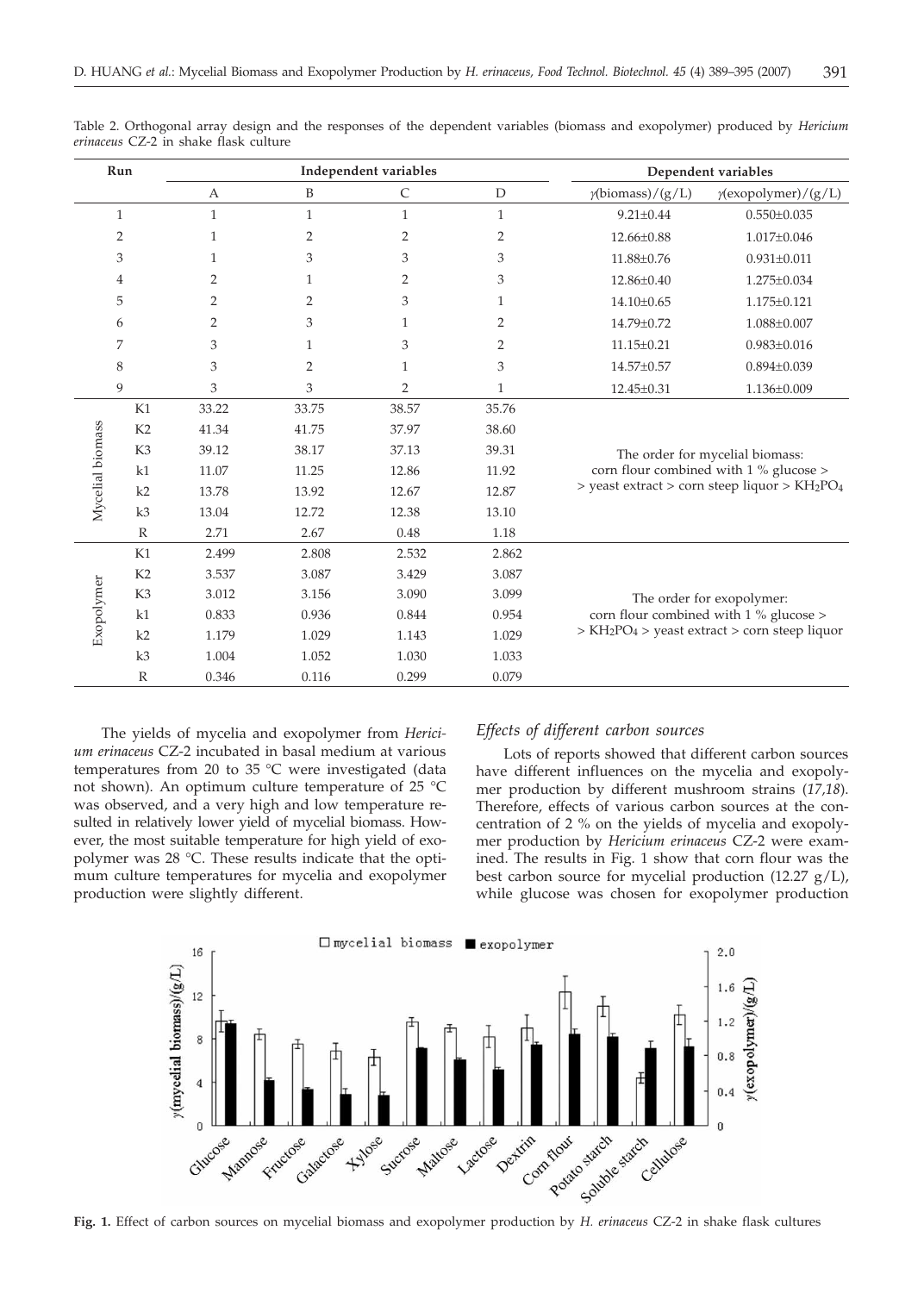Table 2. Orthogonal array design and the responses of the dependent variables (biomass and exopolymer) produced by *Hericium erinaceus* CZ-2 in shake flask culture

| Run | | Independent variables | | | | Dependent variables | |
|---|---|---|---|---|---|---|---|
| | | A | B | C | D | γ(biomass)/(g/L) | γ(exopolymer)/(g/L) |
| 1 | | 1 | 1 | 1 | 1 | 9.21±0.44 | 0.550±0.035 |
| 2 | | 1 | 2 | 2 | 2 | 12.66±0.88 | 1.017±0.046 |
| 3 | | 1 | 3 | 3 | 3 | 11.88±0.76 | 0.931±0.011 |
| 4 | | 2 | 1 | 2 | 3 | 12.86±0.40 | 1.275±0.034 |
| 5 | | 2 | 2 | 3 | 1 | 14.10±0.65 | 1.175±0.121 |
| 6 | | 2 | 3 | 1 | 2 | 14.79±0.72 | 1.088±0.007 |
| 7 | | 3 | 1 | 3 | 2 | 11.15±0.21 | 0.983±0.016 |
| 8 | | 3 | 2 | 1 | 3 | 14.57±0.57 | 0.894±0.039 |
| 9 | | 3 | 3 | 2 | 1 | 12.45±0.31 | 1.136±0.009 |
| Mycelial biomass | K1 | 33.22 | 33.75 | 38.57 | 35.76 | The order for mycelial biomass: corn flour combined with 1 % glucose > > yeast extract > corn steep liquor > $KH_2PO_4$ | |
| | K2 | 41.34 | 41.75 | 37.97 | 38.60 | | |
| | K3 | 39.12 | 38.17 | 37.13 | 39.31 | | |
| | k1 | 11.07 | 11.25 | 12.86 | 11.92 | | |
| | k2 | 13.78 | 13.92 | 12.67 | 12.87 | | |
| | k3 | 13.04 | 12.72 | 12.38 | 13.10 | | |
| | R | 2.71 | 2.67 | 0.48 | 1.18 | | |
| Exopolymer | K1 | 2.499 | 2.808 | 2.532 | 2.862 | The order for exopolymer: corn flour combined with 1 % glucose > > $KH_2PO_4$ > yeast extract > corn steep liquor | |
| | K2 | 3.537 | 3.087 | 3.429 | 3.087 | | |
| | K3 | 3.012 | 3.156 | 3.090 | 3.099 | | |
| | k1 | 0.833 | 0.936 | 0.844 | 0.954 | | |
| | k2 | 1.179 | 1.029 | 1.143 | 1.029 | | |
| | k3 | 1.004 | 1.052 | 1.030 | 1.033 | | |
| | R | 0.346 | 0.116 | 0.299 | 0.079 | | |

The yields of mycelia and exopolymer from *Hericium erinaceus* CZ-2 incubated in basal medium at various temperatures from 20 to 35 °C were investigated (data not shown). An optimum culture temperature of 25 °C was observed, and a very high and low temperature resulted in relatively lower yield of mycelial biomass. However, the most suitable temperature for high yield of exopolymer was 28 °C. These results indicate that the optimum culture temperatures for mycelia and exopolymer production were slightly different.

### *Effects of different carbon sources*

Lots of reports showed that different carbon sources have different influences on the mycelia and exopolymer production by different mushroom strains (*17,18*). Therefore, effects of various carbon sources at the concentration of 2 % on the yields of mycelia and exopolymer production by *Hericium erinaceus* CZ-2 were examined. The results in Fig. 1 show that corn flour was the best carbon source for mycelial production (12.27 g/L), while glucose was chosen for exopolymer production

**Fig. 1.** Effect of carbon sources on mycelial biomass and exopolymer production by *H. erinaceus* CZ-2 in shake flask cultures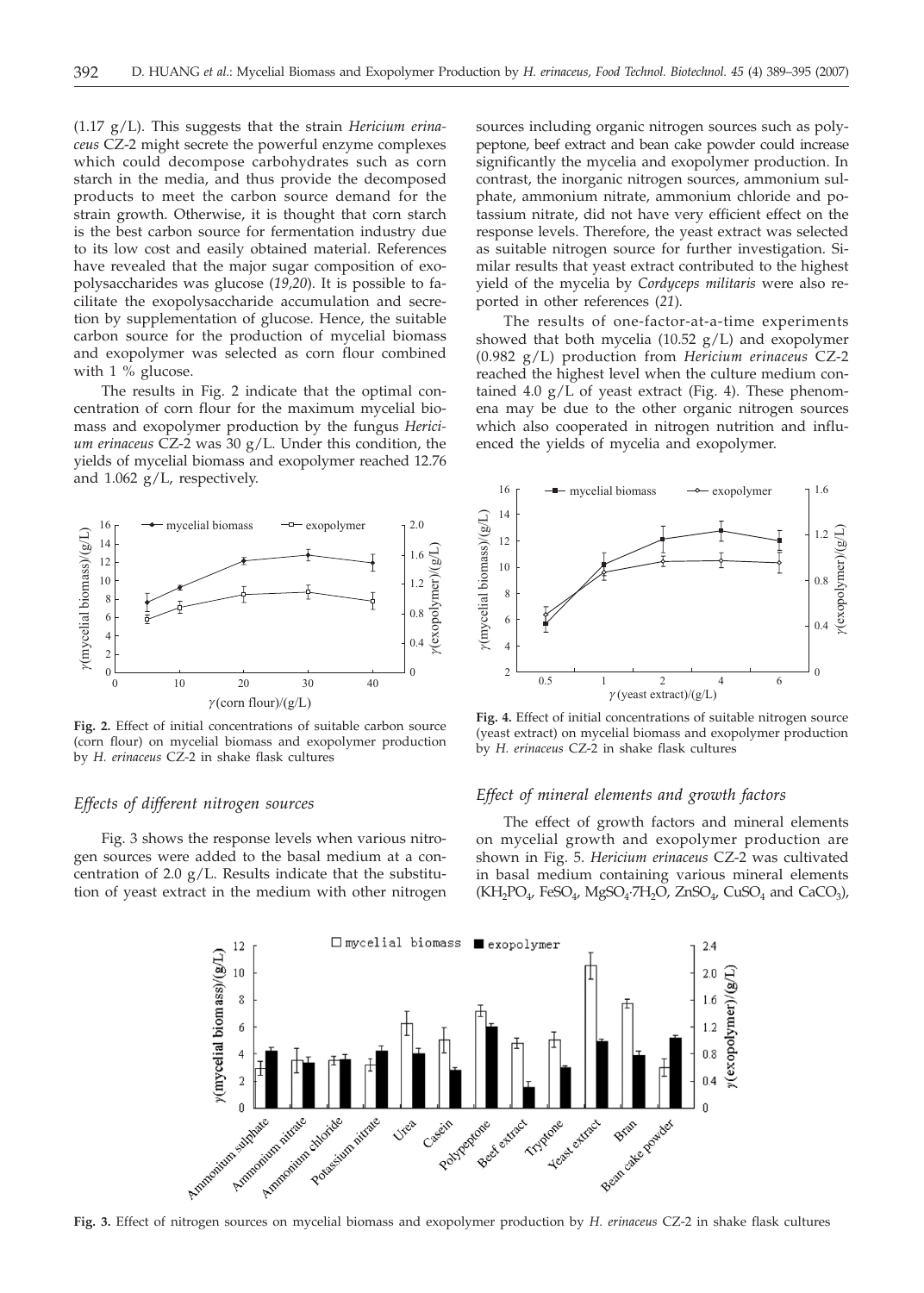(1.17 g/L). This suggests that the strain *Hericium erinaceus* CZ-2 might secrete the powerful enzyme complexes which could decompose carbohydrates such as corn starch in the media, and thus provide the decomposed products to meet the carbon source demand for the strain growth. Otherwise, it is thought that corn starch is the best carbon source for fermentation industry due to its low cost and easily obtained material. References have revealed that the major sugar composition of exopolysaccharides was glucose (*19,20*). It is possible to facilitate the exopolysaccharide accumulation and secretion by supplementation of glucose. Hence, the suitable carbon source for the production of mycelial biomass and exopolymer was selected as corn flour combined with 1 % glucose.

The results in Fig. 2 indicate that the optimal concentration of corn flour for the maximum mycelial biomass and exopolymer production by the fungus *Hericium erinaceus* CZ-2 was 30 g/L. Under this condition, the yields of mycelial biomass and exopolymer reached 12.76 and 1.062 g/L, respectively.

**Fig. 2.** Effect of initial concentrations of suitable carbon source (corn flour) on mycelial biomass and exopolymer production by *H. erinaceus* CZ-2 in shake flask cultures

### *Effects of different nitrogen sources*

Fig. 3 shows the response levels when various nitrogen sources were added to the basal medium at a concentration of 2.0 g/L. Results indicate that the substitution of yeast extract in the medium with other nitrogen sources including organic nitrogen sources such as polypeptone, beef extract and bean cake powder could increase significantly the mycelia and exopolymer production. In contrast, the inorganic nitrogen sources, ammonium sulphate, ammonium nitrate, ammonium chloride and potassium nitrate, did not have very efficient effect on the response levels. Therefore, the yeast extract was selected as suitable nitrogen source for further investigation. Similar results that yeast extract contributed to the highest yield of the mycelia by *Cordyceps militaris* were also reported in other references (*21*).

The results of one-factor-at-a-time experiments showed that both mycelia (10.52 g/L) and exopolymer (0.982 g/L) production from *Hericium erinaceus* CZ-2 reached the highest level when the culture medium contained 4.0 g/L of yeast extract (Fig. 4). These phenomena may be due to the other organic nitrogen sources which also cooperated in nitrogen nutrition and influenced the yields of mycelia and exopolymer.

**Fig. 4.** Effect of initial concentrations of suitable nitrogen source (yeast extract) on mycelial biomass and exopolymer production by *H. erinaceus* CZ-2 in shake flask cultures

### *Effect of mineral elements and growth factors*

The effect of growth factors and mineral elements on mycelial growth and exopolymer production are shown in Fig. 5. *Hericium erinaceus* CZ-2 was cultivated in basal medium containing various mineral elements ($KH_2PO_4$, $FeSO_4$, $MgSO_4 \cdot 7H_2O$, $ZnSO_4$, $CuSO_4$ and $CaCO_3$),

**Fig. 3.** Effect of nitrogen sources on mycelial biomass and exopolymer production by *H. erinaceus* CZ-2 in shake flask cultures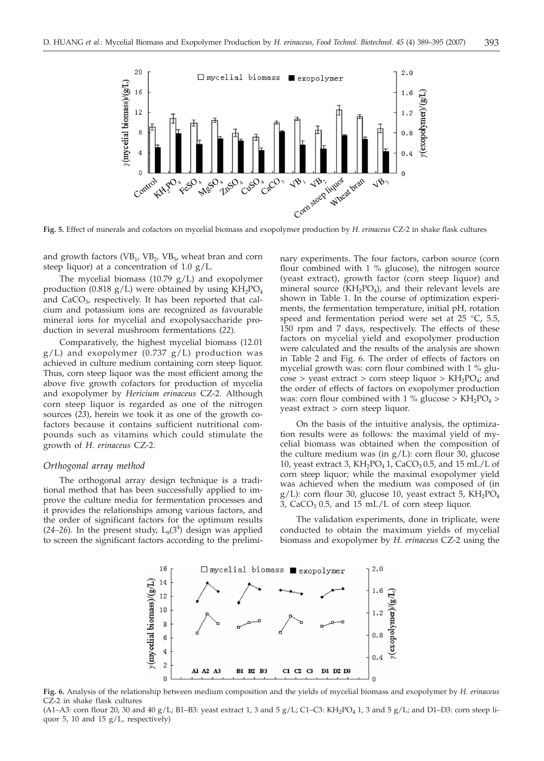**Fig. 5.** Effect of minerals and cofactors on mycelial biomass and exopolymer production by *H. erinaceus* CZ-2 in shake flask cultures

and growth factors ($VB_1$, $VB_2$, $VB_5$, wheat bran and corn steep liquor) at a concentration of 1.0 g/L.

The mycelial biomass (10.79 g/L) and exopolymer production (0.818 g/L) were obtained by using $KH_2PO_4$ and $CaCO_3$, respectively. It has been reported that calcium and potassium ions are recognized as favourable mineral ions for mycelial and exopolysaccharide production in several mushroom fermentations (*22*).

Comparatively, the highest mycelial biomass (12.01 g/L) and exopolymer (0.737 g/L) production was achieved in culture medium containing corn steep liquor. Thus, corn steep liquor was the most efficient among the above five growth cofactors for production of mycelia and exopolymer by *Hericium erinaceus* CZ-2. Although corn steep liquor is regarded as one of the nitrogen sources (*23*), herein we took it as one of the growth cofactors because it contains sufficient nutritional compounds such as vitamins which could stimulate the growth of *H. erinaceus* CZ-2.

### *Orthogonal array method*

The orthogonal array design technique is a traditional method that has been successfully applied to improve the culture media for fermentation processes and it provides the relationships among various factors, and the order of significant factors for the optimum results (*24–26*). In the present study, $L_9(3^4)$ design was applied to screen the significant factors according to the preliminary experiments. The four factors, carbon source (corn flour combined with 1 % glucose), the nitrogen source (yeast extract), growth factor (corn steep liquor) and mineral source ($KH_2PO_4$), and their relevant levels are shown in Table 1. In the course of optimization experiments, the fermentation temperature, initial pH, rotation speed and fermentation period were set at 25 °C, 5.5, 150 rpm and 7 days, respectively. The effects of these factors on mycelial yield and exopolymer production were calculated and the results of the analysis are shown in Table 2 and Fig. 6. The order of effects of factors on mycelial growth was: corn flour combined with 1 % glucose > yeast extract > corn steep liquor > $KH_2PO_4$; and the order of effects of factors on exopolymer production was: corn flour combined with 1 % glucose > $KH_2PO_4$ > yeast extract > corn steep liquor.

On the basis of the intuitive analysis, the optimization results were as follows: the maximal yield of mycelial biomass was obtained when the composition of the culture medium was (in g/L): corn flour 30, glucose 10, yeast extract 3, $KH_2PO_4$ 1, $CaCO_3$ 0.5, and 15 mL/L of corn steep liquor; while the maximal exopolymer yield was achieved when the medium was composed of (in g/L): corn flour 30, glucose 10, yeast extract 5, $KH_2PO_4$ 3, $CaCO_3$ 0.5, and 15 mL/L of corn steep liquor.

The validation experiments, done in triplicate, were conducted to obtain the maximum yields of mycelial biomass and exopolymer by *H. erinaceus* CZ-2 using the

**Fig. 6.** Analysis of the relationship between medium composition and the yields of mycelial biomass and exopolymer by *H. erinaceus* CZ-2 in shake flask cultures
(A1–A3: corn flour 20, 30 and 40 g/L; B1–B3: yeast extract 1, 3 and 5 g/L; C1–C3: $KH_2PO_4$ 1, 3 and 5 g/L; and D1–D3: corn steep liquor 5, 10 and 15 g/L, respectively)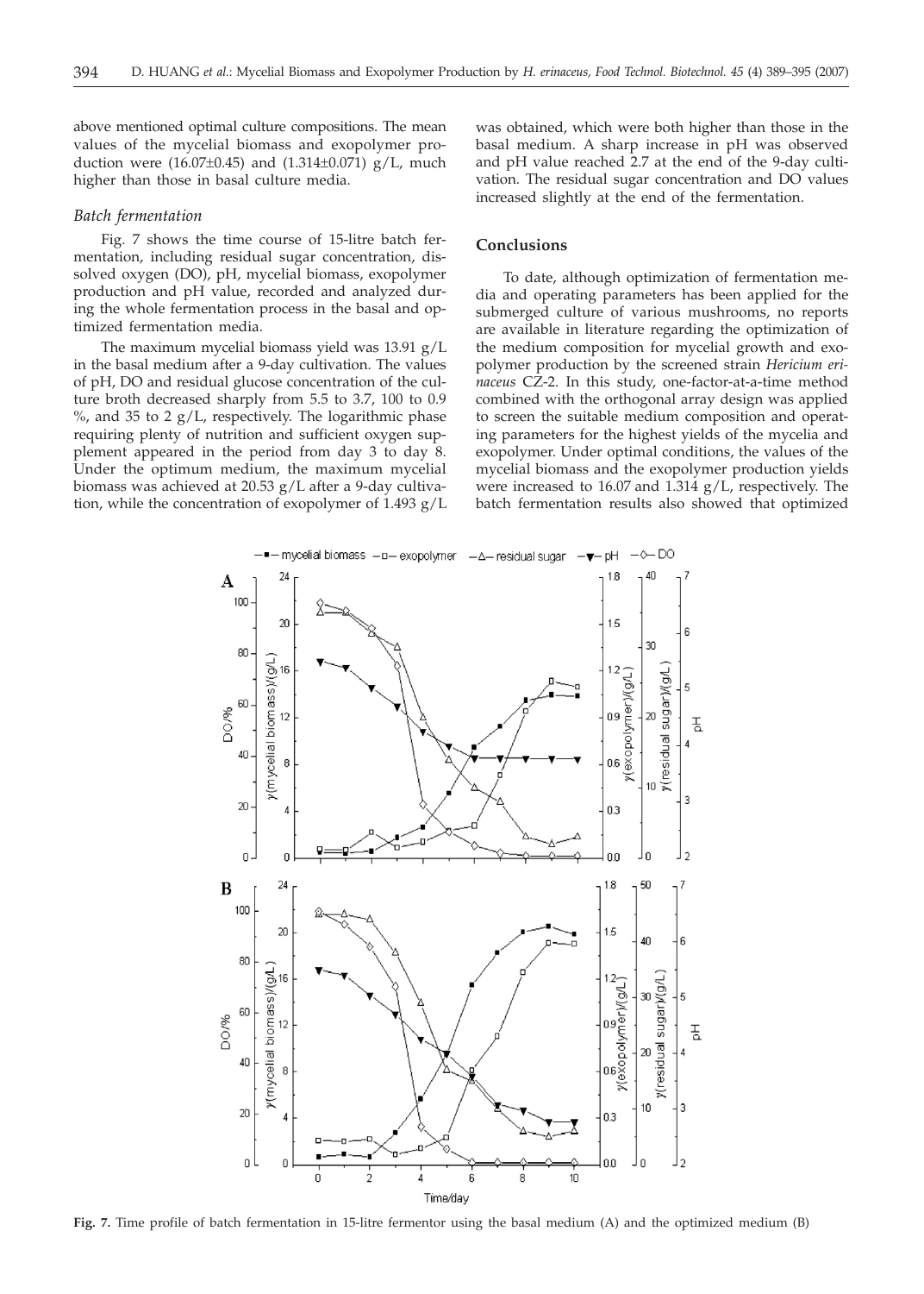above mentioned optimal culture compositions. The mean values of the mycelial biomass and exopolymer production were (16.07±0.45) and (1.314±0.071) g/L, much higher than those in basal culture media.

### *Batch fermentation*

Fig. 7 shows the time course of 15-litre batch fermentation, including residual sugar concentration, dissolved oxygen (DO), pH, mycelial biomass, exopolymer production and pH value, recorded and analyzed during the whole fermentation process in the basal and optimized fermentation media.

The maximum mycelial biomass yield was 13.91 g/L in the basal medium after a 9-day cultivation. The values of pH, DO and residual glucose concentration of the culture broth decreased sharply from 5.5 to 3.7, 100 to 0.9 %, and 35 to 2 g/L, respectively. The logarithmic phase requiring plenty of nutrition and sufficient oxygen supplement appeared in the period from day 3 to day 8. Under the optimum medium, the maximum mycelial biomass was achieved at 20.53 g/L after a 9-day cultivation, while the concentration of exopolymer of 1.493 g/L was obtained, which were both higher than those in the basal medium. A sharp increase in pH was observed and pH value reached 2.7 at the end of the 9-day cultivation. The residual sugar concentration and DO values increased slightly at the end of the fermentation.

## Conclusions

To date, although optimization of fermentation media and operating parameters has been applied for the submerged culture of various mushrooms, no reports are available in literature regarding the optimization of the medium composition for mycelial growth and exopolymer production by the screened strain *Hericium erinaceus* CZ-2. In this study, one-factor-at-a-time method combined with the orthogonal array design was applied to screen the suitable medium composition and operating parameters for the highest yields of the mycelia and exopolymer. Under optimal conditions, the values of the mycelial biomass and the exopolymer production yields were increased to 16.07 and 1.314 g/L, respectively. The batch fermentation results also showed that optimized

**Fig. 7.** Time profile of batch fermentation in 15-litre fermentor using the basal medium (A) and the optimized medium (B)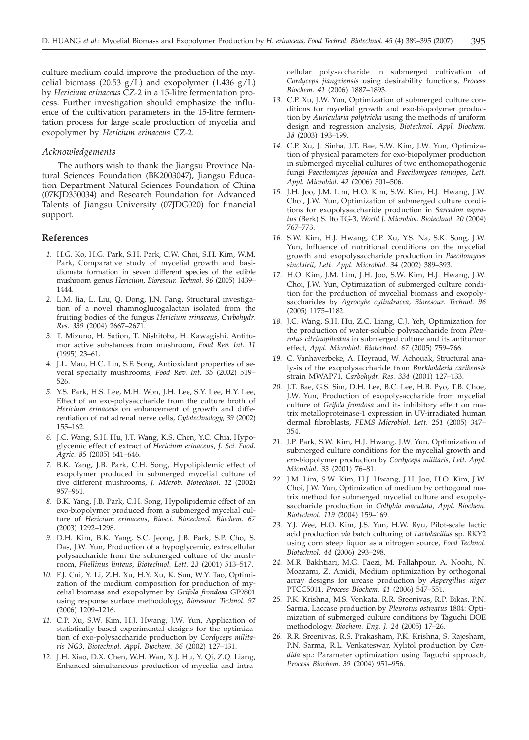culture medium could improve the production of the mycelial biomass (20.53 g/L) and exopolymer (1.436 g/L) by *Hericium erinaceus* CZ-2 in a 15-litre fermentation process. Further investigation should emphasize the influence of the cultivation parameters in the 15-litre fermentation process for large scale production of mycelia and exopolymer by *Hericium erinaceus* CZ-2.

## *Acknowledgements*

The authors wish to thank the Jiangsu Province Natural Sciences Foundation (BK2003047), Jiangsu Education Department Natural Sciences Foundation of China (07KJD350034) and Research Foundation for Advanced Talents of Jiangsu University (07JDG020) for financial support.

## References

1. H.G. Ko, H.G. Park, S.H. Park, C.W. Choi, S.H. Kim, W.M. Park, Comparative study of mycelial growth and basidiomata formation in seven different species of the edible mushroom genus *Hericium*, *Bioresour. Technol. 96* (2005) 1439–1444.
2. L.M. Jia, L. Liu, Q. Dong, J.N. Fang, Structural investigation of a novel rhamnoglucogalactan isolated from the fruiting bodies of the fungus *Hericium erinaceus*, *Carbohydr. Res. 339* (2004) 2667–2671.
3. T. Mizuno, H. Sation, T. Nishitoba, H. Kawagishi, Antitumor active substances from mushroom, *Food Rev. Int. 11* (1995) 23–61.
4. J.L. Mau, H.C. Lin, S.F. Song, Antioxidant properties of several specialty mushrooms, *Food Rev. Int. 35* (2002) 519–526.
5. Y.S. Park, H.S. Lee, M.H. Won, J.H. Lee, S.Y. Lee, H.Y. Lee, Effect of an exo-polysaccharide from the culture broth of *Hericium erinaceus* on enhancement of growth and differentiation of rat adrenal nerve cells, *Cytotechnology, 39* (2002) 155–162.
6. J.C. Wang, S.H. Hu, J.T. Wang, K.S. Chen, Y.C. Chia, Hypoglycemic effect of extract of *Hericium erinaceus*, *J. Sci. Food. Agric. 85* (2005) 641–646.
7. B.K. Yang, J.B. Park, C.H. Song, Hypolipidemic effect of exopolymer produced in submerged mycelial culture of five different mushrooms, *J. Microb. Biotechnol. 12* (2002) 957–961.
8. B.K. Yang, J.B. Park, C.H. Song, Hypolipidemic effect of an exo-biopolymer produced from a submerged mycelial culture of *Hericium erinaceus*, *Biosci. Biotechnol. Biochem. 67* (2003) 1292–1298.
9. D.H. Kim, B.K. Yang, S.C. Jeong, J.B. Park, S.P. Cho, S. Das, J.W. Yun, Production of a hypoglycemic, extracellular polysaccharide from the submerged culture of the mushroom, *Phellinus linteus*, *Biotechnol. Lett. 23* (2001) 513–517.
10. F.J. Cui, Y. Li, Z.H. Xu, H.Y. Xu, K. Sun, W.Y. Tao, Optimization of the medium composition for production of mycelial biomass and exopolymer by *Grifola frondosa* GF9801 using response surface methodology, *Bioresour. Technol. 97* (2006) 1209–1216.
11. C.P. Xu, S.W. Kim, H.J. Hwang, J.W. Yun, Application of statistically based experimental designs for the optimization of exo-polysaccharide production by *Cordyceps militaris NG3*, *Biotechnol. Appl. Biochem. 36* (2002) 127–131.
12. J.H. Xiao, D.X. Chen, W.H. Wan, X.J. Hu, Y. Qi, Z.Q. Liang, Enhanced simultaneous production of mycelia and intracellular polysaccharide in submerged cultivation of *Cordyceps jiangxiensis* using desirability functions, *Process Biochem. 41* (2006) 1887–1893.
13. C.P. Xu, J.W. Yun, Optimization of submerged culture conditions for mycelial growth and exo-biopolymer production by *Auricularia polytricha* using the methods of uniform design and regression analysis, *Biotechnol. Appl. Biochem. 38* (2003) 193–199.
14. C.P. Xu, J. Sinha, J.T. Bae, S.W. Kim, J.W. Yun, Optimization of physical parameters for exo-biopolymer production in submerged mycelial cultures of two enthomopathogenic fungi *Paecilomyces japonica* and *Paecilomyces tenuipes*, *Lett. Appl. Microbiol. 42* (2006) 501–506.
15. J.H. Joo, J.M. Lim, H.O. Kim, S.W. Kim, H.J. Hwang, J.W. Choi, J.W. Yun, Optimization of submerged culture conditions for exopolysaccharide production in *Sarcodon aspratus* (Berk) S. Ito TG-3, *World J. Microbiol. Biotechnol. 20* (2004) 767–773.
16. S.W. Kim, H.J. Hwang, C.P. Xu, Y.S. Na, S.K. Song, J.W. Yun, Influence of nutritional conditions on the mycelial growth and exopolysaccharide production in *Paecilomyces sinclairii*, *Lett. Appl. Microbiol. 34* (2002) 389–393.
17. H.O. Kim, J.M. Lim, J.H. Joo, S.W. Kim, H.J. Hwang, J.W. Choi, J.W. Yun, Optimization of submerged culture condition for the production of mycelial biomass and exopolysaccharides by *Agrocybe cylindracea*, *Bioresour. Technol. 96* (2005) 1175–1182.
18. J.C. Wang, S.H. Hu, Z.C. Liang, C.J. Yeh, Optimization for the production of water-soluble polysaccharide from *Pleurotus citrinopileatus* in submerged culture and its antitumor effect, *Appl. Microbiol. Biotechnol. 67* (2005) 759–766.
19. C. Vanhaverbeke, A. Heyraud, W. Achouak, Structural analysis of the exopolysaccharide from *Burkholderia caribensis* strain MWAP71, *Carbohydr. Res. 334* (2001) 127–133.
20. J.T. Bae, G.S. Sim, D.H. Lee, B.C. Lee, H.B. Pyo, T.B. Choe, J.W. Yun, Production of exopolysaccharide from mycelial culture of *Grifola frondosa* and its inhibitory effect on matrix metalloproteinase-1 expression in UV-irradiated human dermal fibroblasts, *FEMS Microbiol. Lett. 251* (2005) 347–354.
21. J.P. Park, S.W. Kim, H.J. Hwang, J.W. Yun, Optimization of submerged culture conditions for the mycelial growth and *exo*-biopolymer production by *Cordyceps militaris*, *Lett. Appl. Microbiol. 33* (2001) 76–81.
22. J.M. Lim, S.W. Kim, H.J. Hwang, J.H. Joo, H.O. Kim, J.W. Choi, J.W. Yun, Optimization of medium by orthogonal matrix method for submerged mycelial culture and exopolysaccharide production in *Collybia maculata*, *Appl. Biochem. Biotechnol. 119* (2004) 159–169.
23. Y.J. Wee, H.O. Kim, J.S. Yun, H.W. Ryu, Pilot-scale lactic acid production *via* batch culturing of *Lactobacillus* sp. RKY2 using corn steep liquor as a nitrogen source, *Food Technol. Biotechnol. 44* (2006) 293–298.
24. M.R. Bakhtiari, M.G. Faezi, M. Fallahpour, A. Noohi, N. Moazami, Z. Amidi, Medium optimization by orthogonal array designs for urease production by *Aspergillus niger* PTCC5011, *Process Biochem. 41* (2006) 547–551.
25. P.K. Krishna, M.S. Venkata, R.R. Sreenivas, R.P. Bikas, P.N. Sarma, Laccase production by *Pleurotus ostreatus* 1804: Optimization of submerged culture conditions by Taguchi DOE methodology, *Biochem. Eng. J. 24* (2005) 17–26.
26. R.R. Sreenivas, R.S. Prakasham, P.K. Krishna, S. Rajesham, P.N. Sarma, R.L. Venkateswar, Xylitol production by *Candida* sp.: Parameter optimization using Taguchi approach, *Process Biochem. 39* (2004) 951–956.